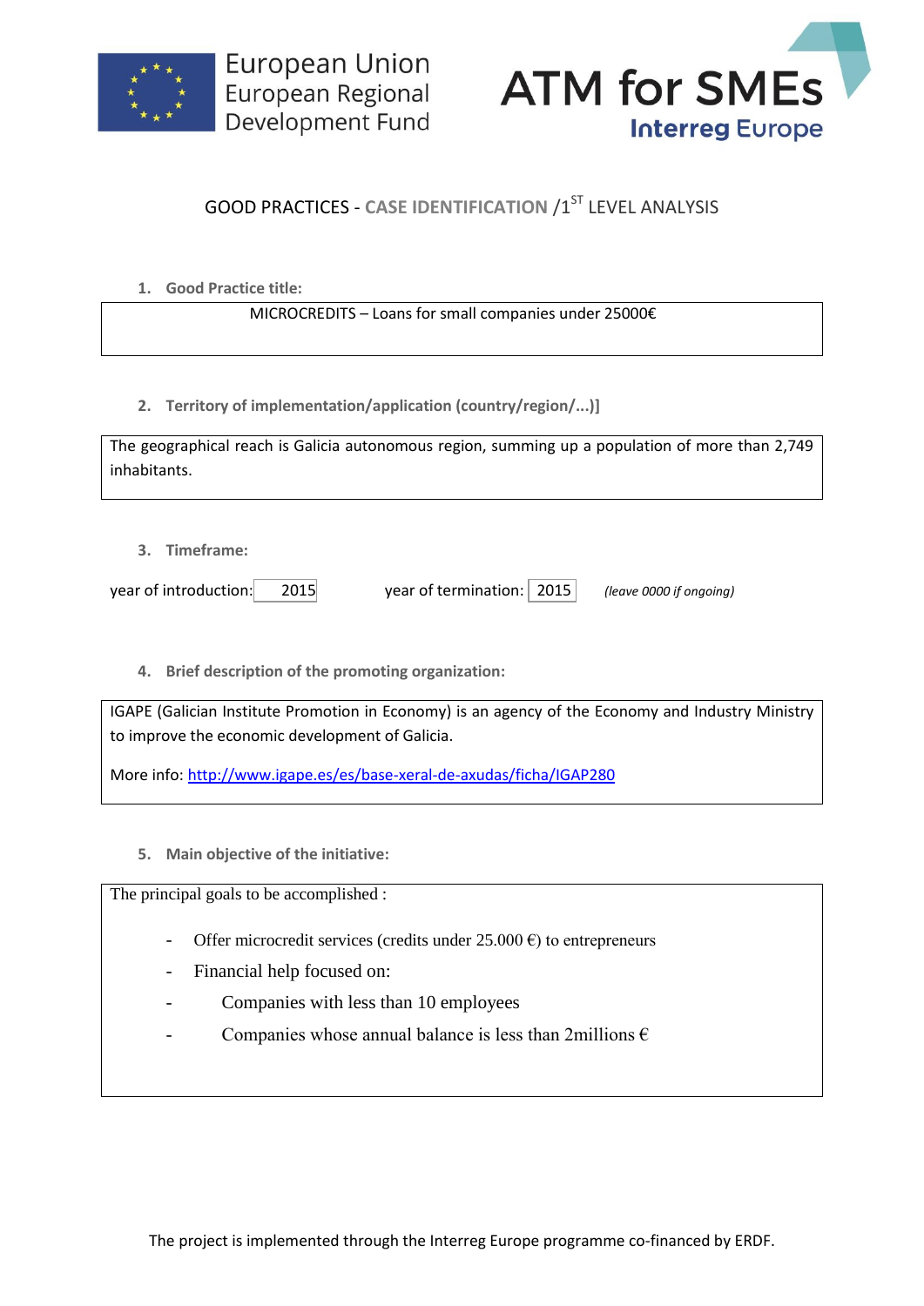European Union
European Regional
Development Fund

ATM for SMEs
Interreg Europe

# GOOD PRACTICES - CASE IDENTIFICATION /1ST LEVEL ANALYSIS

**1. Good Practice title:**

MICROCREDITS – Loans for small companies under 25000€

**2. Territory of implementation/application (country/region/...)]**

The geographical reach is Galicia autonomous region, summing up a population of more than 2,749 inhabitants.

**3. Timeframe:**

year of introduction: 2015 year of termination: 2015 *(leave 0000 if ongoing)*

**4. Brief description of the promoting organization:**

IGAPE (Galician Institute Promotion in Economy) is an agency of the Economy and Industry Ministry to improve the economic development of Galicia.

More info: [http://www.igape.es/es/base-xeral-de-axudas/ficha/IGAP280](http://www.igape.es/es/base-xeral-de-axudas/ficha/IGAP280)

**5. Main objective of the initiative:**

The principal goals to be accomplished :

- Offer microcredit services (credits under 25.000 €) to entrepreneurs
- Financial help focused on:
- Companies with less than 10 employees
- Companies whose annual balance is less than 2millions €

The project is implemented through the Interreg Europe programme co-financed by ERDF.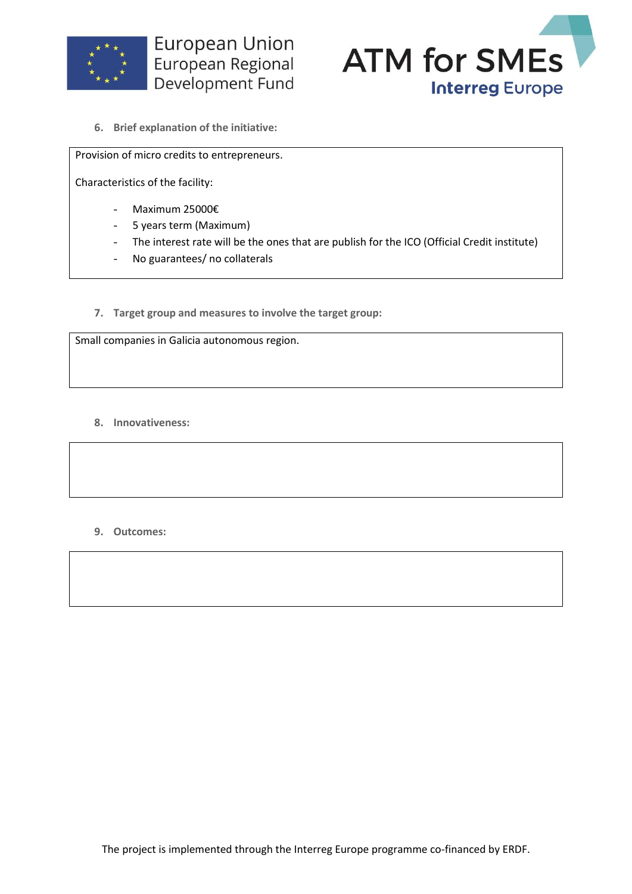6. **Brief explanation of the initiative:**

Provision of micro credits to entrepreneurs.

Characteristics of the facility:

- Maximum 25000€
- 5 years term (Maximum)
- The interest rate will be the ones that are publish for the ICO (Official Credit institute)
- No guarantees/ no collaterals

7. **Target group and measures to involve the target group:**

Small companies in Galicia autonomous region.

8. **Innovativeness:**

9. **Outcomes:**

The project is implemented through the Interreg Europe programme co-financed by ERDF.